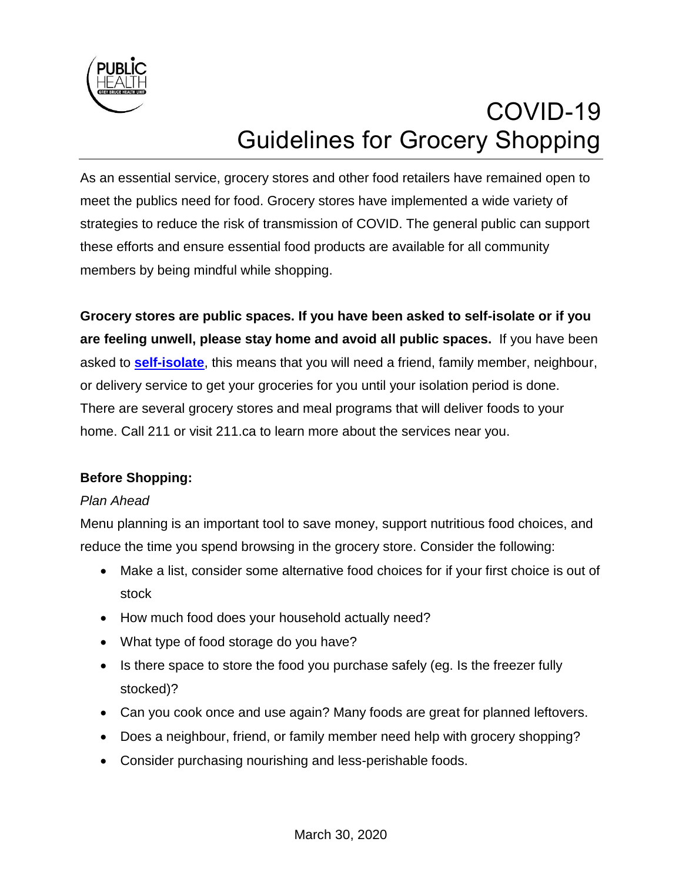# COVID-19 Guidelines for Grocery Shopping

As an essential service, grocery stores and other food retailers have remained open to meet the publics need for food. Grocery stores have implemented a wide variety of strategies to reduce the risk of transmission of COVID. The general public can support these efforts and ensure essential food products are available for all community members by being mindful while shopping.

**Grocery stores are public spaces. If you have been asked to self-isolate or if you are feeling unwell, please stay home and avoid all public spaces.** If you have been asked to **self-isolate**, this means that you will need a friend, family member, neighbour, or delivery service to get your groceries for you until your isolation period is done. There are several grocery stores and meal programs that will deliver foods to your home. Call 211 or visit 211.ca to learn more about the services near you.

**Before Shopping:**

*Plan Ahead*

Menu planning is an important tool to save money, support nutritious food choices, and reduce the time you spend browsing in the grocery store. Consider the following:

- Make a list, consider some alternative food choices for if your first choice is out of stock
- How much food does your household actually need?
- What type of food storage do you have?
- Is there space to store the food you purchase safely (eg. Is the freezer fully stocked)?
- Can you cook once and use again? Many foods are great for planned leftovers.
- Does a neighbour, friend, or family member need help with grocery shopping?
- Consider purchasing nourishing and less-perishable foods.

March 30, 2020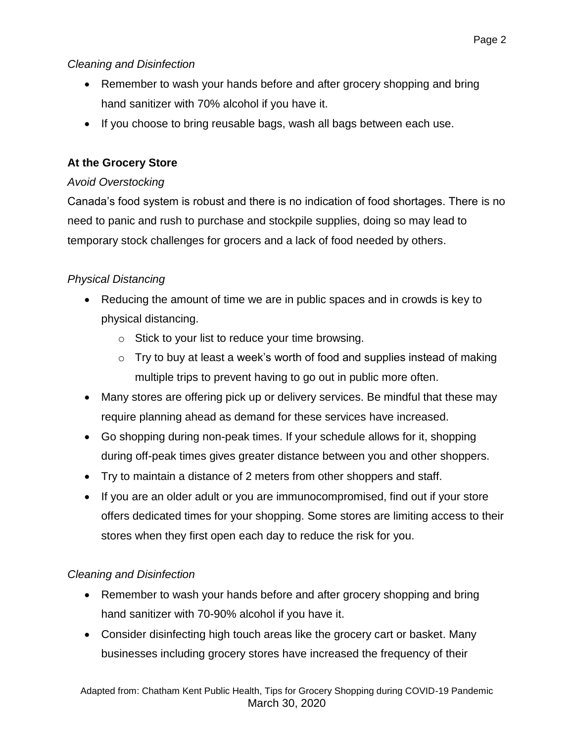*Cleaning and Disinfection*

- Remember to wash your hands before and after grocery shopping and bring hand sanitizer with 70% alcohol if you have it.
- If you choose to bring reusable bags, wash all bags between each use.

**At the Grocery Store**

*Avoid Overstocking*

Canada's food system is robust and there is no indication of food shortages. There is no need to panic and rush to purchase and stockpile supplies, doing so may lead to temporary stock challenges for grocers and a lack of food needed by others.

*Physical Distancing*

- Reducing the amount of time we are in public spaces and in crowds is key to physical distancing.
  - Stick to your list to reduce your time browsing.
  - Try to buy at least a week's worth of food and supplies instead of making multiple trips to prevent having to go out in public more often.
- Many stores are offering pick up or delivery services. Be mindful that these may require planning ahead as demand for these services have increased.
- Go shopping during non-peak times. If your schedule allows for it, shopping during off-peak times gives greater distance between you and other shoppers.
- Try to maintain a distance of 2 meters from other shoppers and staff.
- If you are an older adult or you are immunocompromised, find out if your store offers dedicated times for your shopping. Some stores are limiting access to their stores when they first open each day to reduce the risk for you.

*Cleaning and Disinfection*

- Remember to wash your hands before and after grocery shopping and bring hand sanitizer with 70-90% alcohol if you have it.
- Consider disinfecting high touch areas like the grocery cart or basket. Many businesses including grocery stores have increased the frequency of their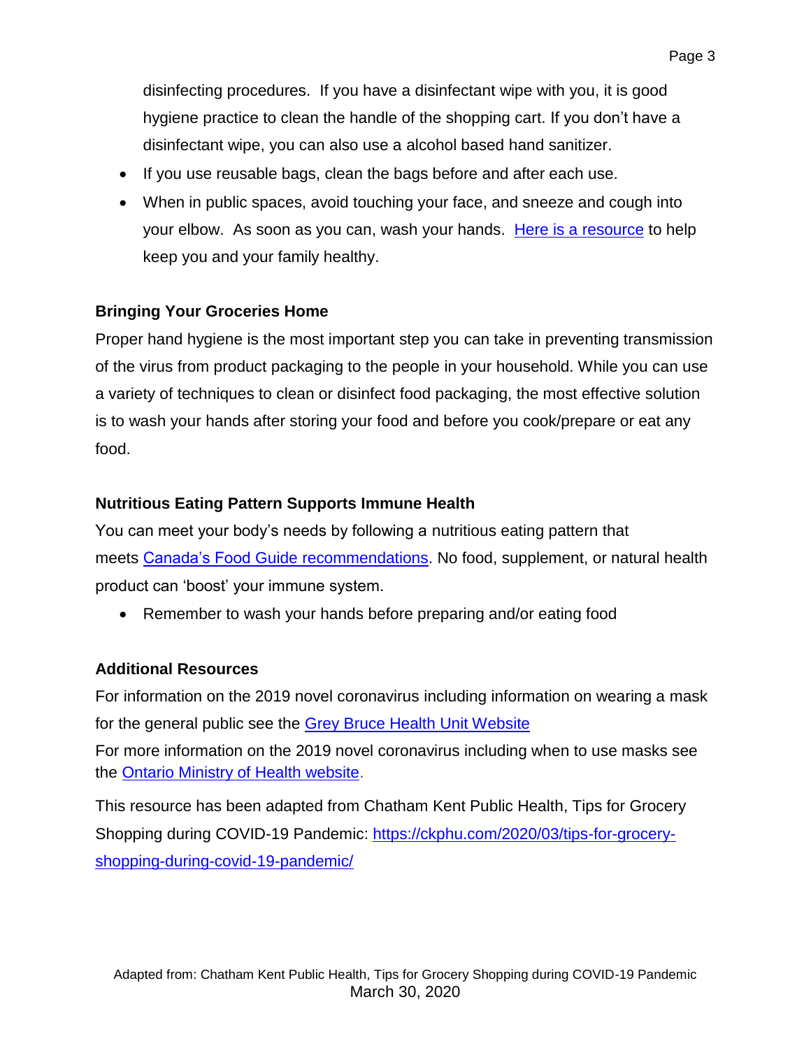disinfecting procedures. If you have a disinfectant wipe with you, it is good hygiene practice to clean the handle of the shopping cart. If you don't have a disinfectant wipe, you can also use a alcohol based hand sanitizer.

- If you use reusable bags, clean the bags before and after each use.
- When in public spaces, avoid touching your face, and sneeze and cough into your elbow. As soon as you can, wash your hands. Here is a resource to help keep you and your family healthy.

**Bringing Your Groceries Home**

Proper hand hygiene is the most important step you can take in preventing transmission of the virus from product packaging to the people in your household. While you can use a variety of techniques to clean or disinfect food packaging, the most effective solution is to wash your hands after storing your food and before you cook/prepare or eat any food.

**Nutritious Eating Pattern Supports Immune Health**

You can meet your body's needs by following a nutritious eating pattern that meets Canada's Food Guide recommendations. No food, supplement, or natural health product can 'boost' your immune system.

- Remember to wash your hands before preparing and/or eating food

**Additional Resources**

For information on the 2019 novel coronavirus including information on wearing a mask for the general public see the Grey Bruce Health Unit Website

For more information on the 2019 novel coronavirus including when to use masks see the Ontario Ministry of Health website.

This resource has been adapted from Chatham Kent Public Health, Tips for Grocery Shopping during COVID-19 Pandemic: https://ckphu.com/2020/03/tips-for-grocery-shopping-during-covid-19-pandemic/

Adapted from: Chatham Kent Public Health, Tips for Grocery Shopping during COVID-19 Pandemic
March 30, 2020